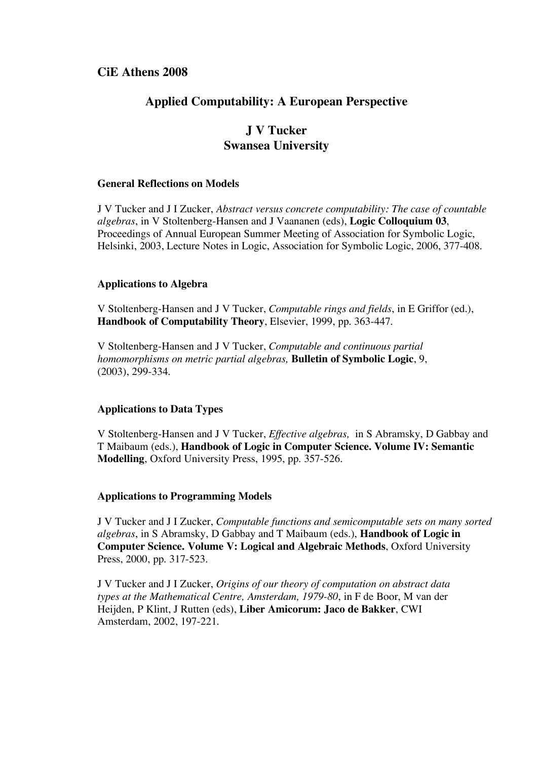## CiE Athens 2008

# Applied Computability: A European Perspective

## J V Tucker
## Swansea University

### General Reflections on Models

J V Tucker and J I Zucker, *Abstract versus concrete computability: The case of countable algebras*, in V Stoltenberg-Hansen and J Vaananen (eds), **Logic Colloquium 03**, Proceedings of Annual European Summer Meeting of Association for Symbolic Logic, Helsinki, 2003, Lecture Notes in Logic, Association for Symbolic Logic, 2006, 377-408.

### Applications to Algebra

V Stoltenberg-Hansen and J V Tucker, *Computable rings and fields*, in E Griffor (ed.), **Handbook of Computability Theory**, Elsevier, 1999, pp. 363-447.

V Stoltenberg-Hansen and J V Tucker, *Computable and continuous partial homomorphisms on metric partial algebras,* **Bulletin of Symbolic Logic**, 9, (2003), 299-334.

### Applications to Data Types

V Stoltenberg-Hansen and J V Tucker, *Effective algebras,* in S Abramsky, D Gabbay and T Maibaum (eds.), **Handbook of Logic in Computer Science. Volume IV: Semantic Modelling**, Oxford University Press, 1995, pp. 357-526.

### Applications to Programming Models

J V Tucker and J I Zucker, *Computable functions and semicomputable sets on many sorted algebras*, in S Abramsky, D Gabbay and T Maibaum (eds.), **Handbook of Logic in Computer Science. Volume V: Logical and Algebraic Methods**, Oxford University Press, 2000, pp. 317-523.

J V Tucker and J I Zucker, *Origins of our theory of computation on abstract data types at the Mathematical Centre, Amsterdam, 1979-80*, in F de Boor, M van der Heijden, P Klint, J Rutten (eds), **Liber Amicorum: Jaco de Bakker**, CWI Amsterdam, 2002, 197-221.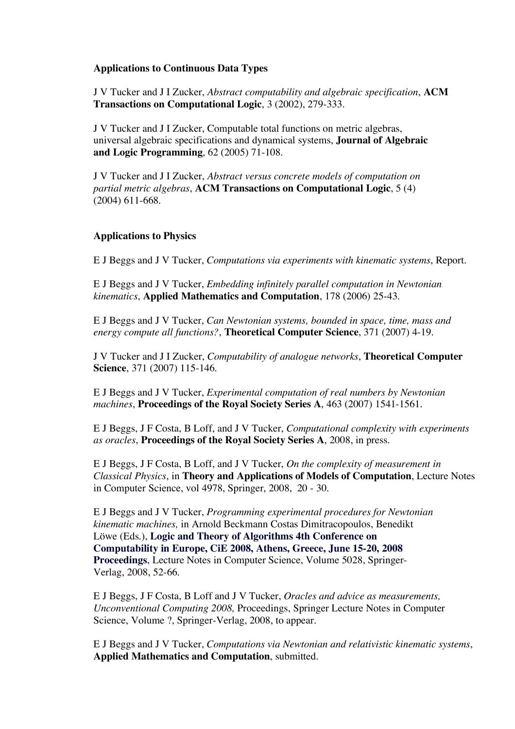**Applications to Continuous Data Types**

J V Tucker and J I Zucker, *Abstract computability and algebraic specification*, **ACM Transactions on Computational Logic**, 3 (2002), 279-333.

J V Tucker and J I Zucker, Computable total functions on metric algebras, universal algebraic specifications and dynamical systems, **Journal of Algebraic and Logic Programming**, 62 (2005) 71-108.

J V Tucker and J I Zucker, *Abstract versus concrete models of computation on partial metric algebras*, **ACM Transactions on Computational Logic**, 5 (4) (2004) 611-668.

**Applications to Physics**

E J Beggs and J V Tucker, *Computations via experiments with kinematic systems*, Report.

E J Beggs and J V Tucker, *Embedding infinitely parallel computation in Newtonian kinematics*, **Applied Mathematics and Computation**, 178 (2006) 25-43.

E J Beggs and J V Tucker, *Can Newtonian systems, bounded in space, time, mass and energy compute all functions?*, **Theoretical Computer Science**, 371 (2007) 4-19.

J V Tucker and J I Zucker, *Computability of analogue networks*, **Theoretical Computer Science**, 371 (2007) 115-146.

E J Beggs and J V Tucker, *Experimental computation of real numbers by Newtonian machines*, **Proceedings of the Royal Society Series A**, 463 (2007) 1541-1561.

E J Beggs, J F Costa, B Loff, and J V Tucker, *Computational complexity with experiments as oracles*, **Proceedings of the Royal Society Series A**, 2008, in press.

E J Beggs, J F Costa, B Loff, and J V Tucker, *On the complexity of measurement in Classical Physics*, in **Theory and Applications of Models of Computation**, Lecture Notes in Computer Science, vol 4978, Springer, 2008, 20 - 30.

E J Beggs and J V Tucker, *Programming experimental procedures for Newtonian kinematic machines,* in Arnold Beckmann Costas Dimitracopoulos, Benedikt Löwe (Eds.), **Logic and Theory of Algorithms 4th Conference on Computability in Europe, CiE 2008, Athens, Greece, June 15-20, 2008 Proceedings**, Lecture Notes in Computer Science, Volume 5028, Springer-Verlag, 2008, 52-66.

E J Beggs, J F Costa, B Loff and J V Tucker, *Oracles and advice as measurements, Unconventional Computing 2008,* Proceedings, Springer Lecture Notes in Computer Science, Volume ?, Springer-Verlag, 2008, to appear.

E J Beggs and J V Tucker, *Computations via Newtonian and relativistic kinematic systems*, **Applied Mathematics and Computation**, submitted.